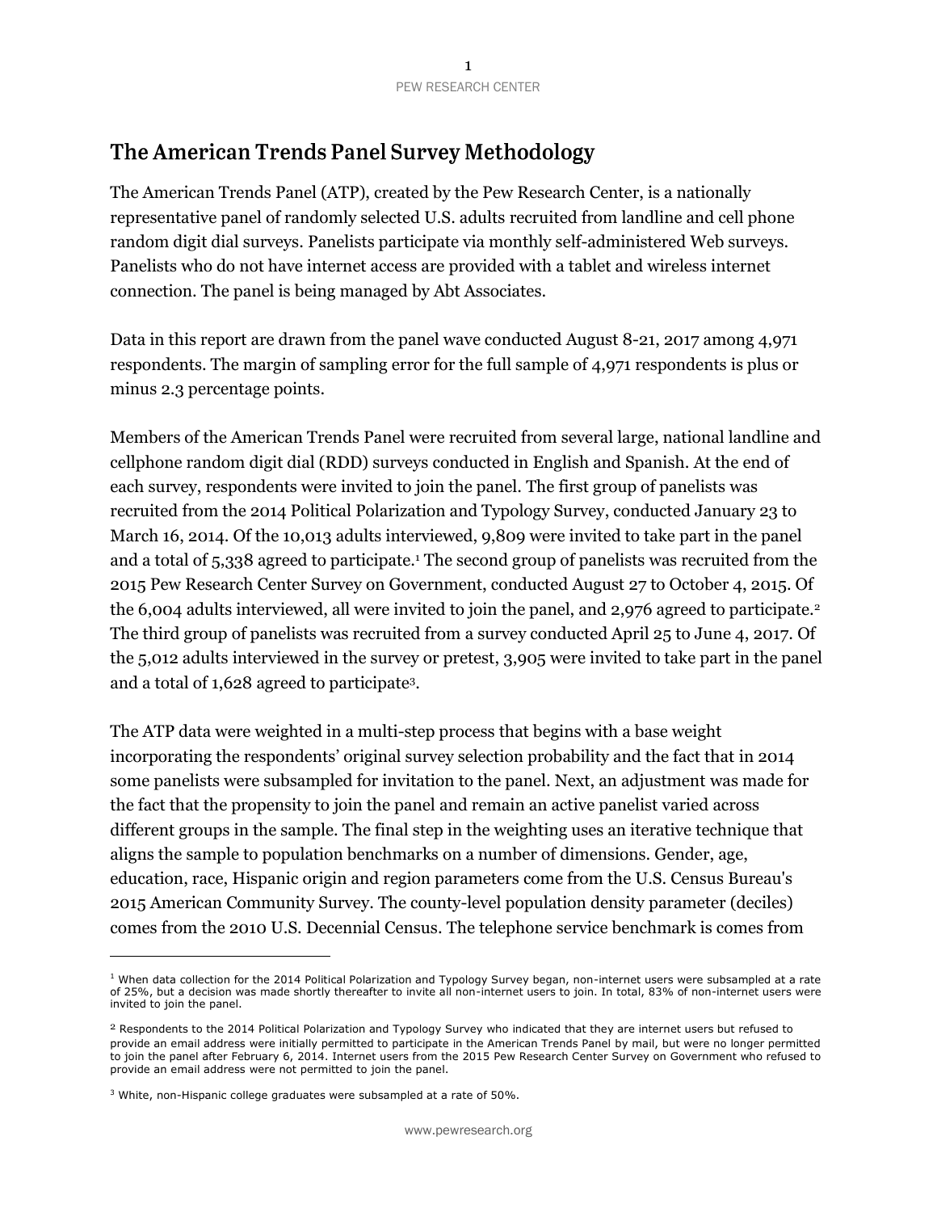# The American Trends Panel Survey Methodology

The American Trends Panel (ATP), created by the Pew Research Center, is a nationally representative panel of randomly selected U.S. adults recruited from landline and cell phone random digit dial surveys. Panelists participate via monthly self-administered Web surveys. Panelists who do not have internet access are provided with a tablet and wireless internet connection. The panel is being managed by Abt Associates.

Data in this report are drawn from the panel wave conducted August 8-21, 2017 among 4,971 respondents. The margin of sampling error for the full sample of 4,971 respondents is plus or minus 2.3 percentage points.

Members of the American Trends Panel were recruited from several large, national landline and cellphone random digit dial (RDD) surveys conducted in English and Spanish. At the end of each survey, respondents were invited to join the panel. The first group of panelists was recruited from the 2014 Political Polarization and Typology Survey, conducted January 23 to March 16, 2014. Of the 10,013 adults interviewed, 9,809 were invited to take part in the panel and a total of 5,338 agreed to participate.[1] The second group of panelists was recruited from the 2015 Pew Research Center Survey on Government, conducted August 27 to October 4, 2015. Of the 6,004 adults interviewed, all were invited to join the panel, and 2,976 agreed to participate.[2] The third group of panelists was recruited from a survey conducted April 25 to June 4, 2017. Of the 5,012 adults interviewed in the survey or pretest, 3,905 were invited to take part in the panel and a total of 1,628 agreed to participate[3].

The ATP data were weighted in a multi-step process that begins with a base weight incorporating the respondents' original survey selection probability and the fact that in 2014 some panelists were subsampled for invitation to the panel. Next, an adjustment was made for the fact that the propensity to join the panel and remain an active panelist varied across different groups in the sample. The final step in the weighting uses an iterative technique that aligns the sample to population benchmarks on a number of dimensions. Gender, age, education, race, Hispanic origin and region parameters come from the U.S. Census Bureau's 2015 American Community Survey. The county-level population density parameter (deciles) comes from the 2010 U.S. Decennial Census. The telephone service benchmark is comes from

---

[1] When data collection for the 2014 Political Polarization and Typology Survey began, non-internet users were subsampled at a rate of 25%, but a decision was made shortly thereafter to invite all non-internet users to join. In total, 83% of non-internet users were invited to join the panel.

[2] Respondents to the 2014 Political Polarization and Typology Survey who indicated that they are internet users but refused to provide an email address were initially permitted to participate in the American Trends Panel by mail, but were no longer permitted to join the panel after February 6, 2014. Internet users from the 2015 Pew Research Center Survey on Government who refused to provide an email address were not permitted to join the panel.

[3] White, non-Hispanic college graduates were subsampled at a rate of 50%.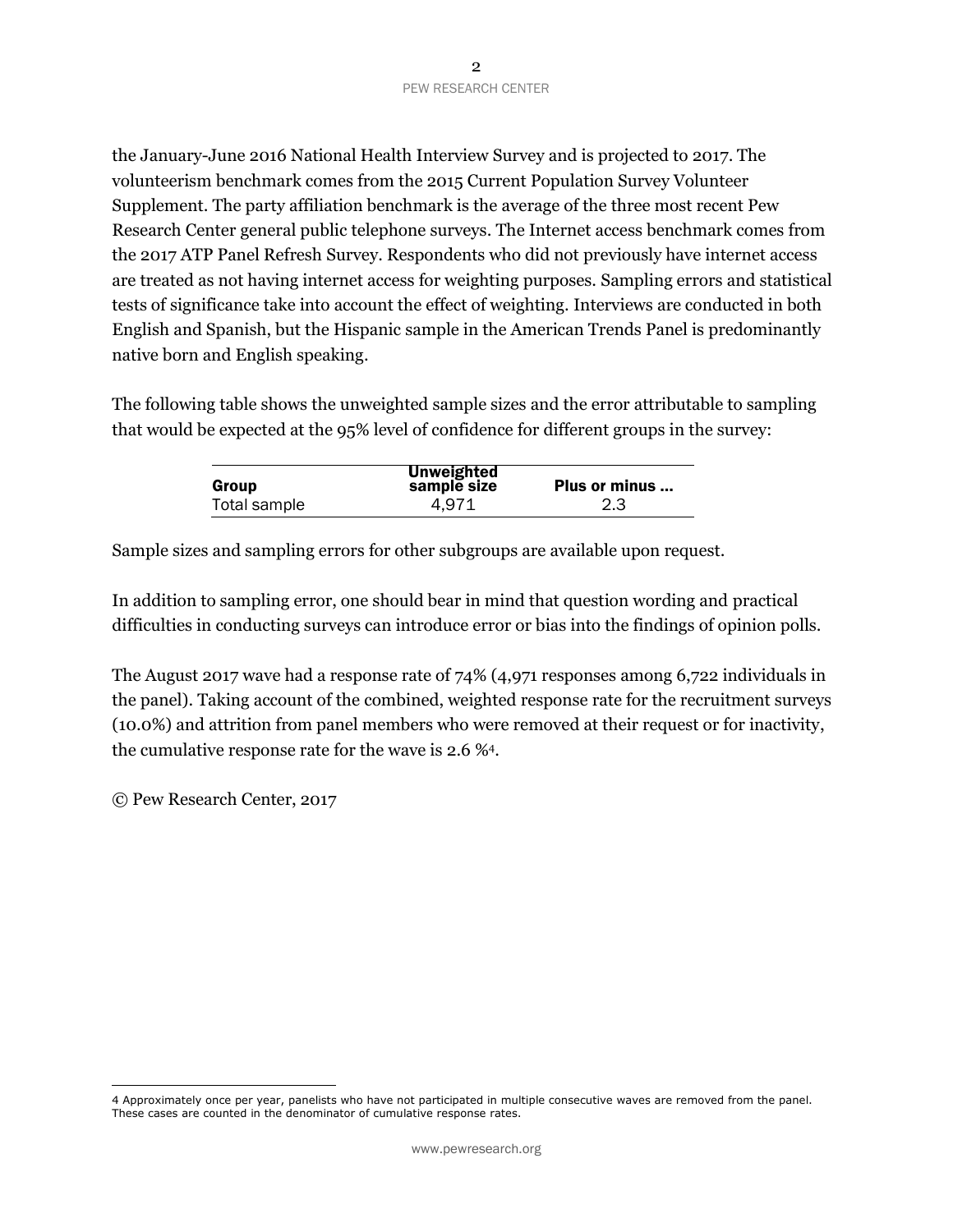the January-June 2016 National Health Interview Survey and is projected to 2017. The volunteerism benchmark comes from the 2015 Current Population Survey Volunteer Supplement. The party affiliation benchmark is the average of the three most recent Pew Research Center general public telephone surveys. The Internet access benchmark comes from the 2017 ATP Panel Refresh Survey. Respondents who did not previously have internet access are treated as not having internet access for weighting purposes. Sampling errors and statistical tests of significance take into account the effect of weighting. Interviews are conducted in both English and Spanish, but the Hispanic sample in the American Trends Panel is predominantly native born and English speaking.

The following table shows the unweighted sample sizes and the error attributable to sampling that would be expected at the 95% level of confidence for different groups in the survey:

| Group | Unweighted sample size | Plus or minus ... |
|---|---|---|
| Total sample | 4,971 | 2.3 |

Sample sizes and sampling errors for other subgroups are available upon request.

In addition to sampling error, one should bear in mind that question wording and practical difficulties in conducting surveys can introduce error or bias into the findings of opinion polls.

The August 2017 wave had a response rate of 74% (4,971 responses among 6,722 individuals in the panel). Taking account of the combined, weighted response rate for the recruitment surveys (10.0%) and attrition from panel members who were removed at their request or for inactivity, the cumulative response rate for the wave is 2.6 %[4].

© Pew Research Center, 2017

4 Approximately once per year, panelists who have not participated in multiple consecutive waves are removed from the panel. These cases are counted in the denominator of cumulative response rates.